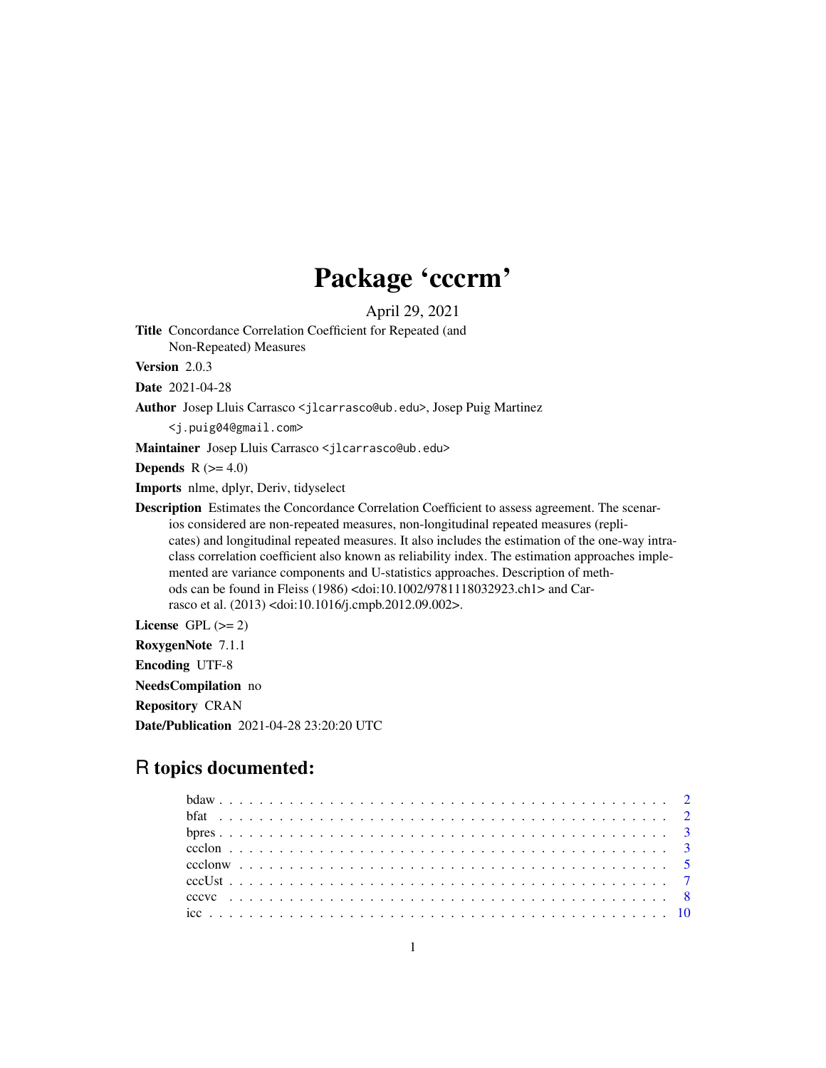# Package 'cccrm'

April 29, 2021

**Title** Concordance Correlation Coefficient for Repeated (and Non-Repeated) Measures

**Version** 2.0.3

**Date** 2021-04-28

**Author** Josep Lluis Carrasco <jlcarrasco@ub.edu>, Josep Puig Martinez <j.puig04@gmail.com>

**Maintainer** Josep Lluis Carrasco <jlcarrasco@ub.edu>

**Depends** R (>= 4.0)

**Imports** nlme, dplyr, Deriv, tidyselect

**Description** Estimates the Concordance Correlation Coefficient to assess agreement. The scenarios considered are non-repeated measures, non-longitudinal repeated measures (replicates) and longitudinal repeated measures. It also includes the estimation of the one-way intraclass correlation coefficient also known as reliability index. The estimation approaches implemented are variance components and U-statistics approaches. Description of methods can be found in Fleiss (1986) <doi:10.1002/9781118032923.ch1> and Carrasco et al. (2013) <doi:10.1016/j.cmpb.2012.09.002>.

**License** GPL (>= 2)

**RoxygenNote** 7.1.1

**Encoding** UTF-8

**NeedsCompilation** no

**Repository** CRAN

**Date/Publication** 2021-04-28 23:20:20 UTC

## R topics documented:

- bdaw . . . . . . . . . . . . . . . . . . . . . . . . . . . . . . . . . . . . . . . . . . 2
- bfat . . . . . . . . . . . . . . . . . . . . . . . . . . . . . . . . . . . . . . . . . . 2
- bpres . . . . . . . . . . . . . . . . . . . . . . . . . . . . . . . . . . . . . . . . . . 3
- ccclon . . . . . . . . . . . . . . . . . . . . . . . . . . . . . . . . . . . . . . . . . . 3
- ccclonw . . . . . . . . . . . . . . . . . . . . . . . . . . . . . . . . . . . . . . . . . 5
- cccUst . . . . . . . . . . . . . . . . . . . . . . . . . . . . . . . . . . . . . . . . . . 7
- cccvc . . . . . . . . . . . . . . . . . . . . . . . . . . . . . . . . . . . . . . . . . . 8
- icc . . . . . . . . . . . . . . . . . . . . . . . . . . . . . . . . . . . . . . . . . . . 10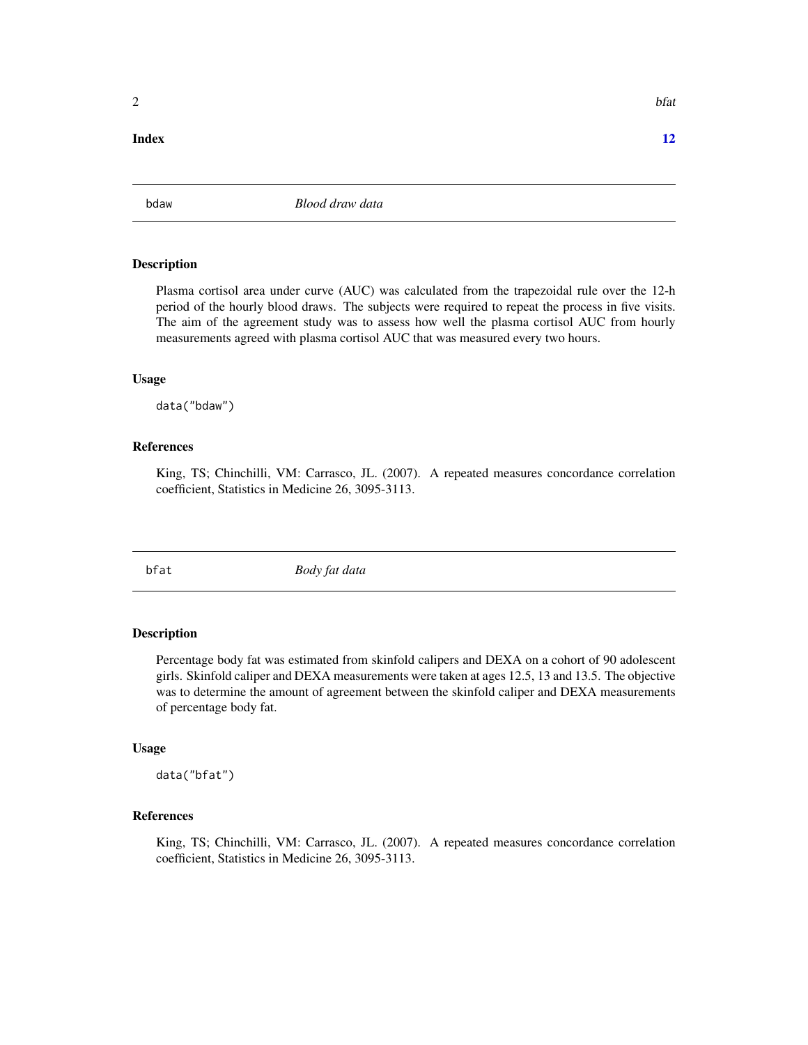**Index** **12**

## bdaw — *Blood draw data*

### Description

Plasma cortisol area under curve (AUC) was calculated from the trapezoidal rule over the 12-h period of the hourly blood draws. The subjects were required to repeat the process in five visits. The aim of the agreement study was to assess how well the plasma cortisol AUC from hourly measurements agreed with plasma cortisol AUC that was measured every two hours.

### Usage

```
data("bdaw")
```

### References

King, TS; Chinchilli, VM: Carrasco, JL. (2007). A repeated measures concordance correlation coefficient, Statistics in Medicine 26, 3095-3113.

## bfat — *Body fat data*

### Description

Percentage body fat was estimated from skinfold calipers and DEXA on a cohort of 90 adolescent girls. Skinfold caliper and DEXA measurements were taken at ages 12.5, 13 and 13.5. The objective was to determine the amount of agreement between the skinfold caliper and DEXA measurements of percentage body fat.

### Usage

```
data("bfat")
```

### References

King, TS; Chinchilli, VM: Carrasco, JL. (2007). A repeated measures concordance correlation coefficient, Statistics in Medicine 26, 3095-3113.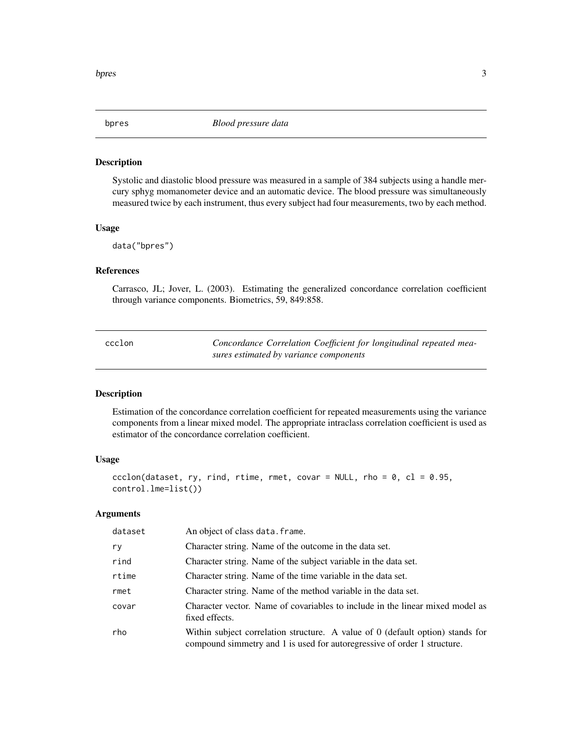## bpres — *Blood pressure data*

### Description

Systolic and diastolic blood pressure was measured in a sample of 384 subjects using a handle mercury sphyg momanometer device and an automatic device. The blood pressure was simultaneously measured twice by each instrument, thus every subject had four measurements, two by each method.

### Usage

```
data("bpres")
```

### References

Carrasco, JL; Jover, L. (2003). Estimating the generalized concordance correlation coefficient through variance components. Biometrics, 59, 849:858.

## ccclon — *Concordance Correlation Coefficient for longitudinal repeated measures estimated by variance components*

### Description

Estimation of the concordance correlation coefficient for repeated measurements using the variance components from a linear mixed model. The appropriate intraclass correlation coefficient is used as estimator of the concordance correlation coefficient.

### Usage

```
ccclon(dataset, ry, rind, rtime, rmet, covar = NULL, rho = 0, cl = 0.95,
control.lme=list())
```

### Arguments

| | |
|---|---|
| dataset | An object of class data.frame. |
| ry | Character string. Name of the outcome in the data set. |
| rind | Character string. Name of the subject variable in the data set. |
| rtime | Character string. Name of the time variable in the data set. |
| rmet | Character string. Name of the method variable in the data set. |
| covar | Character vector. Name of covariables to include in the linear mixed model as fixed effects. |
| rho | Within subject correlation structure. A value of 0 (default option) stands for compound simmetry and 1 is used for autoregressive of order 1 structure. |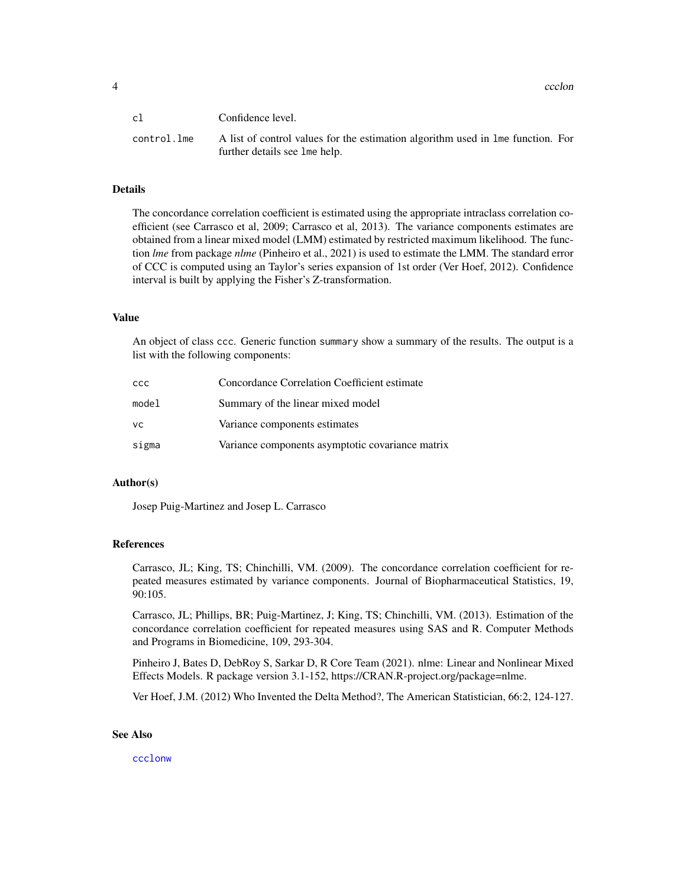| | |
|---|---|
| cl | Confidence level. |
| control.lme | A list of control values for the estimation algorithm used in lme function. For further details see lme help. |

## Details

The concordance correlation coefficient is estimated using the appropriate intraclass correlation coefficient (see Carrasco et al, 2009; Carrasco et al, 2013). The variance components estimates are obtained from a linear mixed model (LMM) estimated by restricted maximum likelihood. The function *lme* from package *nlme* (Pinheiro et al., 2021) is used to estimate the LMM. The standard error of CCC is computed using an Taylor's series expansion of 1st order (Ver Hoef, 2012). Confidence interval is built by applying the Fisher's Z-transformation.

## Value

An object of class ccc. Generic function summary show a summary of the results. The output is a list with the following components:

| | |
|---|---|
| ccc | Concordance Correlation Coefficient estimate |
| model | Summary of the linear mixed model |
| vc | Variance components estimates |
| sigma | Variance components asymptotic covariance matrix |

## Author(s)

Josep Puig-Martinez and Josep L. Carrasco

## References

Carrasco, JL; King, TS; Chinchilli, VM. (2009). The concordance correlation coefficient for repeated measures estimated by variance components. Journal of Biopharmaceutical Statistics, 19, 90:105.

Carrasco, JL; Phillips, BR; Puig-Martinez, J; King, TS; Chinchilli, VM. (2013). Estimation of the concordance correlation coefficient for repeated measures using SAS and R. Computer Methods and Programs in Biomedicine, 109, 293-304.

Pinheiro J, Bates D, DebRoy S, Sarkar D, R Core Team (2021). nlme: Linear and Nonlinear Mixed Effects Models. R package version 3.1-152, https://CRAN.R-project.org/package=nlme.

Ver Hoef, J.M. (2012) Who Invented the Delta Method?, The American Statistician, 66:2, 124-127.

## See Also

ccclonw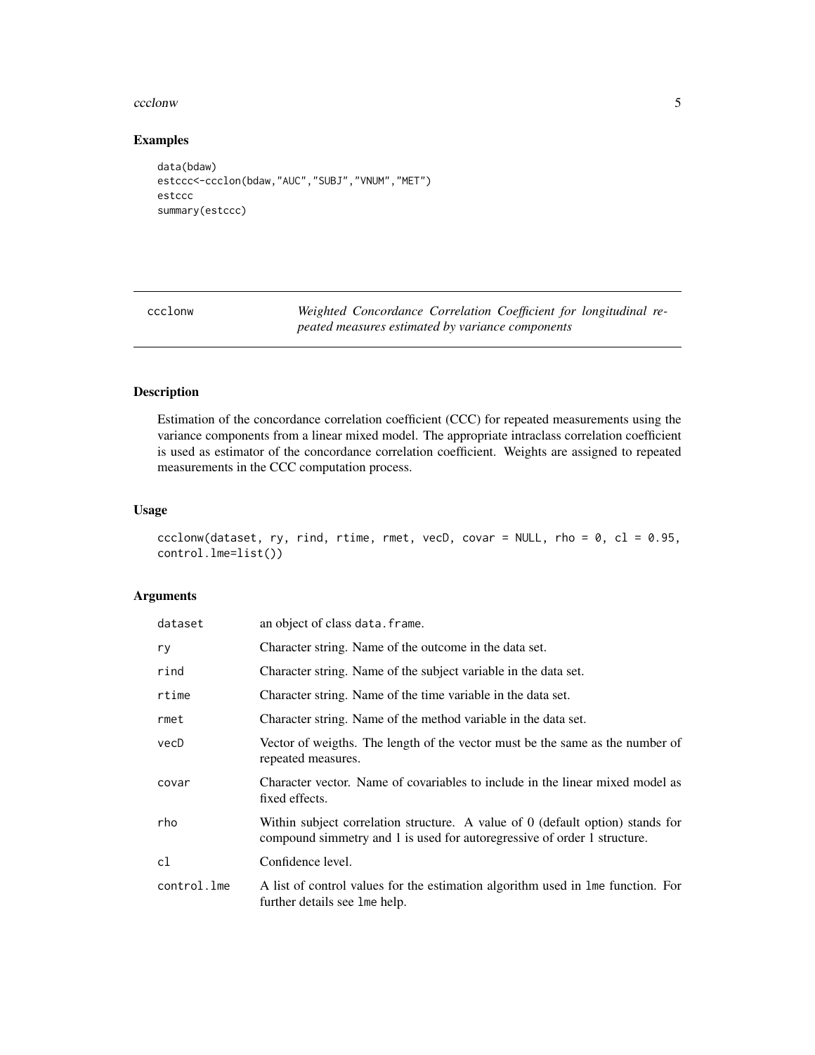## Examples

```
data(bdaw)
estccc<-ccclon(bdaw,"AUC","SUBJ","VNUM","MET")
estccc
summary(estccc)
```

---

# ccclonw

*Weighted Concordance Correlation Coefficient for longitudinal repeated measures estimated by variance components*

---

## Description

Estimation of the concordance correlation coefficient (CCC) for repeated measurements using the variance components from a linear mixed model. The appropriate intraclass correlation coefficient is used as estimator of the concordance correlation coefficient. Weights are assigned to repeated measurements in the CCC computation process.

## Usage

```
ccclonw(dataset, ry, rind, rtime, rmet, vecD, covar = NULL, rho = 0, cl = 0.95,
control.lme=list())
```

## Arguments

| | |
|---|---|
| dataset | an object of class data.frame. |
| ry | Character string. Name of the outcome in the data set. |
| rind | Character string. Name of the subject variable in the data set. |
| rtime | Character string. Name of the time variable in the data set. |
| rmet | Character string. Name of the method variable in the data set. |
| vecD | Vector of weigths. The length of the vector must be the same as the number of repeated measures. |
| covar | Character vector. Name of covariables to include in the linear mixed model as fixed effects. |
| rho | Within subject correlation structure. A value of 0 (default option) stands for compound simmetry and 1 is used for autoregressive of order 1 structure. |
| cl | Confidence level. |
| control.lme | A list of control values for the estimation algorithm used in lme function. For further details see lme help. |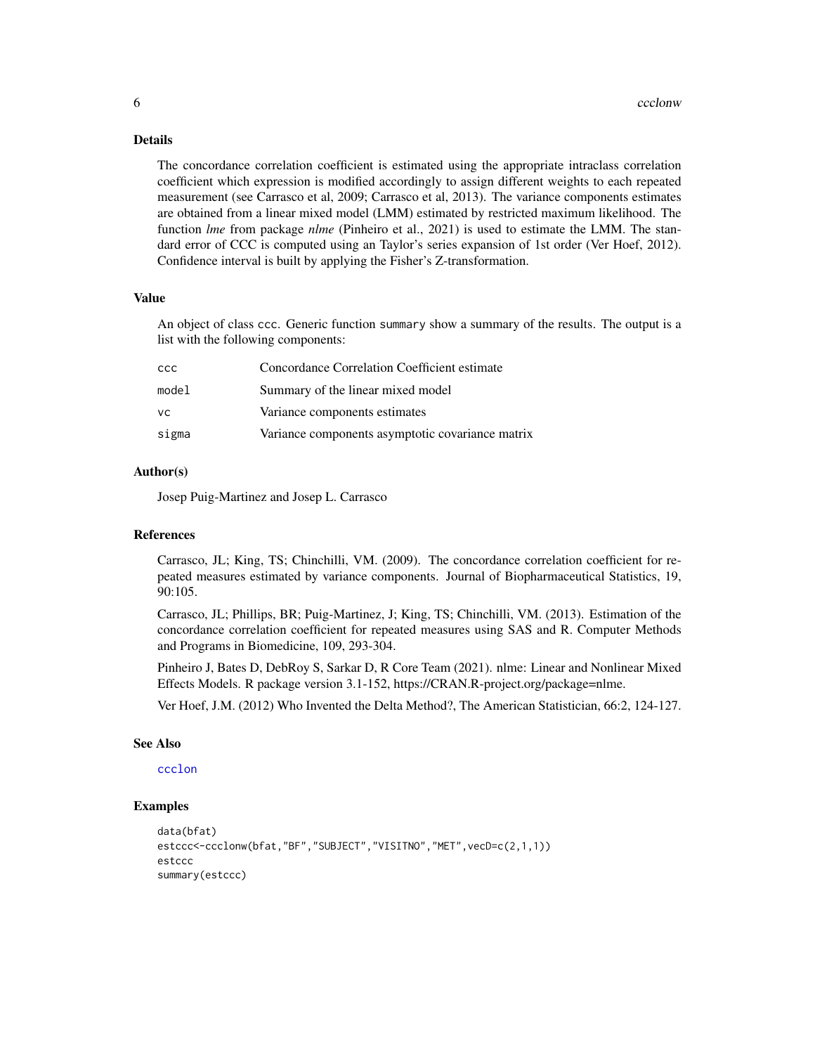## Details

The concordance correlation coefficient is estimated using the appropriate intraclass correlation coefficient which expression is modified accordingly to assign different weights to each repeated measurement (see Carrasco et al, 2009; Carrasco et al, 2013). The variance components estimates are obtained from a linear mixed model (LMM) estimated by restricted maximum likelihood. The function *lme* from package *nlme* (Pinheiro et al., 2021) is used to estimate the LMM. The standard error of CCC is computed using an Taylor's series expansion of 1st order (Ver Hoef, 2012). Confidence interval is built by applying the Fisher's Z-transformation.

## Value

An object of class ccc. Generic function summary show a summary of the results. The output is a list with the following components:

| | |
|---|---|
| ccc | Concordance Correlation Coefficient estimate |
| model | Summary of the linear mixed model |
| vc | Variance components estimates |
| sigma | Variance components asymptotic covariance matrix |

## Author(s)

Josep Puig-Martinez and Josep L. Carrasco

## References

Carrasco, JL; King, TS; Chinchilli, VM. (2009). The concordance correlation coefficient for repeated measures estimated by variance components. Journal of Biopharmaceutical Statistics, 19, 90:105.

Carrasco, JL; Phillips, BR; Puig-Martinez, J; King, TS; Chinchilli, VM. (2013). Estimation of the concordance correlation coefficient for repeated measures using SAS and R. Computer Methods and Programs in Biomedicine, 109, 293-304.

Pinheiro J, Bates D, DebRoy S, Sarkar D, R Core Team (2021). nlme: Linear and Nonlinear Mixed Effects Models. R package version 3.1-152, https://CRAN.R-project.org/package=nlme.

Ver Hoef, J.M. (2012) Who Invented the Delta Method?, The American Statistician, 66:2, 124-127.

## See Also

ccclon

## Examples

```
data(bfat)
estccc<-ccclonw(bfat,"BF","SUBJECT","VISITNO","MET",vecD=c(2,1,1))
estccc
summary(estccc)
```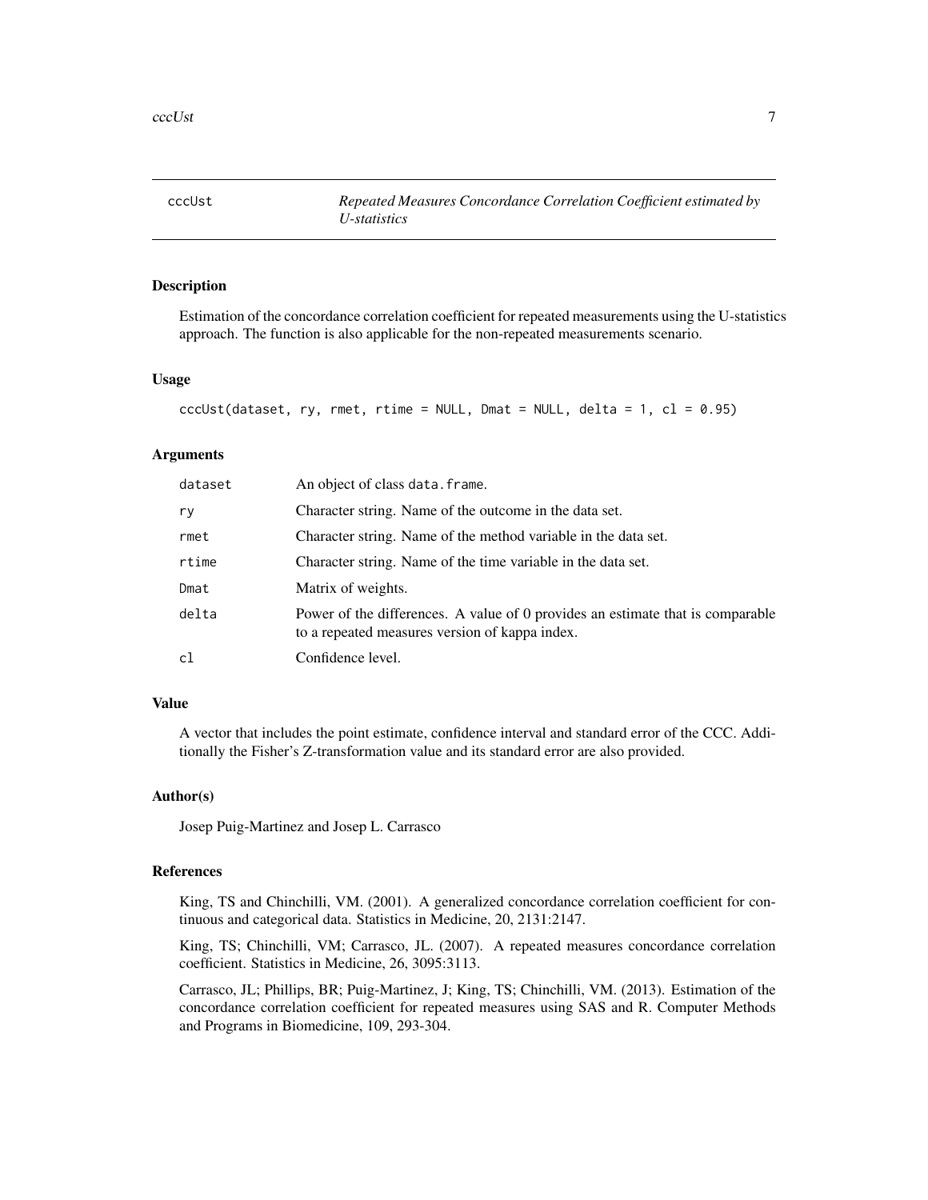## cccUst — *Repeated Measures Concordance Correlation Coefficient estimated by U-statistics*

### Description

Estimation of the concordance correlation coefficient for repeated measurements using the U-statistics approach. The function is also applicable for the non-repeated measurements scenario.

### Usage

```
cccUst(dataset, ry, rmet, rtime = NULL, Dmat = NULL, delta = 1, cl = 0.95)
```

### Arguments

| | |
|---|---|
| dataset | An object of class data.frame. |
| ry | Character string. Name of the outcome in the data set. |
| rmet | Character string. Name of the method variable in the data set. |
| rtime | Character string. Name of the time variable in the data set. |
| Dmat | Matrix of weights. |
| delta | Power of the differences. A value of 0 provides an estimate that is comparable to a repeated measures version of kappa index. |
| cl | Confidence level. |

### Value

A vector that includes the point estimate, confidence interval and standard error of the CCC. Additionally the Fisher's Z-transformation value and its standard error are also provided.

### Author(s)

Josep Puig-Martinez and Josep L. Carrasco

### References

King, TS and Chinchilli, VM. (2001). A generalized concordance correlation coefficient for continuous and categorical data. Statistics in Medicine, 20, 2131:2147.

King, TS; Chinchilli, VM; Carrasco, JL. (2007). A repeated measures concordance correlation coefficient. Statistics in Medicine, 26, 3095:3113.

Carrasco, JL; Phillips, BR; Puig-Martinez, J; King, TS; Chinchilli, VM. (2013). Estimation of the concordance correlation coefficient for repeated measures using SAS and R. Computer Methods and Programs in Biomedicine, 109, 293-304.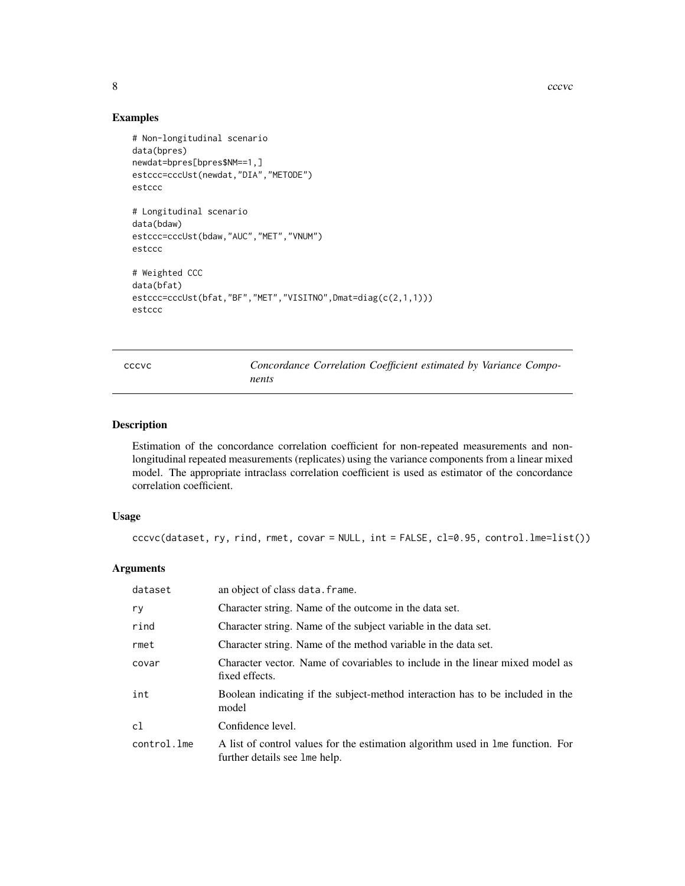## Examples

```
# Non-longitudinal scenario
data(bpres)
newdat=bpres[bpres$NM==1,]
estccc=cccUst(newdat,"DIA","METODE")
estccc

# Longitudinal scenario
data(bdaw)
estccc=cccUst(bdaw,"AUC","MET","VNUM")
estccc

# Weighted CCC
data(bfat)
estccc=cccUst(bfat,"BF","MET","VISITNO",Dmat=diag(c(2,1,1)))
estccc
```

---

# cccvc — *Concordance Correlation Coefficient estimated by Variance Components*

---

## Description

Estimation of the concordance correlation coefficient for non-repeated measurements and non-longitudinal repeated measurements (replicates) using the variance components from a linear mixed model. The appropriate intraclass correlation coefficient is used as estimator of the concordance correlation coefficient.

## Usage

```
cccvc(dataset, ry, rind, rmet, covar = NULL, int = FALSE, cl=0.95, control.lme=list())
```

## Arguments

| | |
|---|---|
| `dataset` | an object of class `data.frame`. |
| `ry` | Character string. Name of the outcome in the data set. |
| `rind` | Character string. Name of the subject variable in the data set. |
| `rmet` | Character string. Name of the method variable in the data set. |
| `covar` | Character vector. Name of covariables to include in the linear mixed model as fixed effects. |
| `int` | Boolean indicating if the subject-method interaction has to be included in the model |
| `cl` | Confidence level. |
| `control.lme` | A list of control values for the estimation algorithm used in `lme` function. For further details see `lme` help. |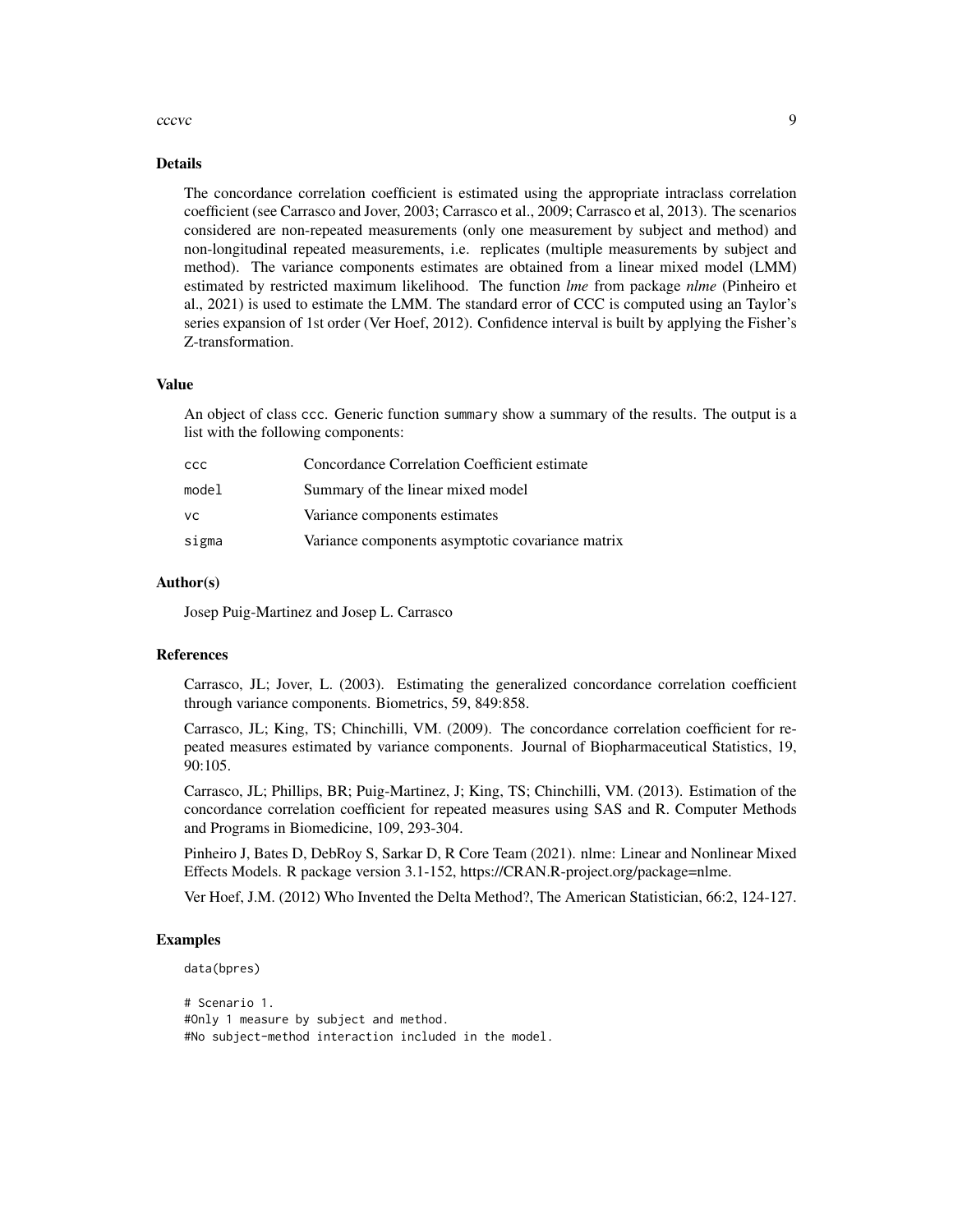## Details

The concordance correlation coefficient is estimated using the appropriate intraclass correlation coefficient (see Carrasco and Jover, 2003; Carrasco et al., 2009; Carrasco et al, 2013). The scenarios considered are non-repeated measurements (only one measurement by subject and method) and non-longitudinal repeated measurements, i.e. replicates (multiple measurements by subject and method). The variance components estimates are obtained from a linear mixed model (LMM) estimated by restricted maximum likelihood. The function *lme* from package *nlme* (Pinheiro et al., 2021) is used to estimate the LMM. The standard error of CCC is computed using an Taylor's series expansion of 1st order (Ver Hoef, 2012). Confidence interval is built by applying the Fisher's Z-transformation.

## Value

An object of class `ccc`. Generic function `summary` show a summary of the results. The output is a list with the following components:

| | |
|---|---|
| `ccc` | Concordance Correlation Coefficient estimate |
| `model` | Summary of the linear mixed model |
| `vc` | Variance components estimates |
| `sigma` | Variance components asymptotic covariance matrix |

## Author(s)

Josep Puig-Martinez and Josep L. Carrasco

## References

Carrasco, JL; Jover, L. (2003). Estimating the generalized concordance correlation coefficient through variance components. Biometrics, 59, 849:858.

Carrasco, JL; King, TS; Chinchilli, VM. (2009). The concordance correlation coefficient for repeated measures estimated by variance components. Journal of Biopharmaceutical Statistics, 19, 90:105.

Carrasco, JL; Phillips, BR; Puig-Martinez, J; King, TS; Chinchilli, VM. (2013). Estimation of the concordance correlation coefficient for repeated measures using SAS and R. Computer Methods and Programs in Biomedicine, 109, 293-304.

Pinheiro J, Bates D, DebRoy S, Sarkar D, R Core Team (2021). nlme: Linear and Nonlinear Mixed Effects Models. R package version 3.1-152, https://CRAN.R-project.org/package=nlme.

Ver Hoef, J.M. (2012) Who Invented the Delta Method?, The American Statistician, 66:2, 124-127.

## Examples

```
data(bpres)

# Scenario 1.
#Only 1 measure by subject and method.
#No subject-method interaction included in the model.
```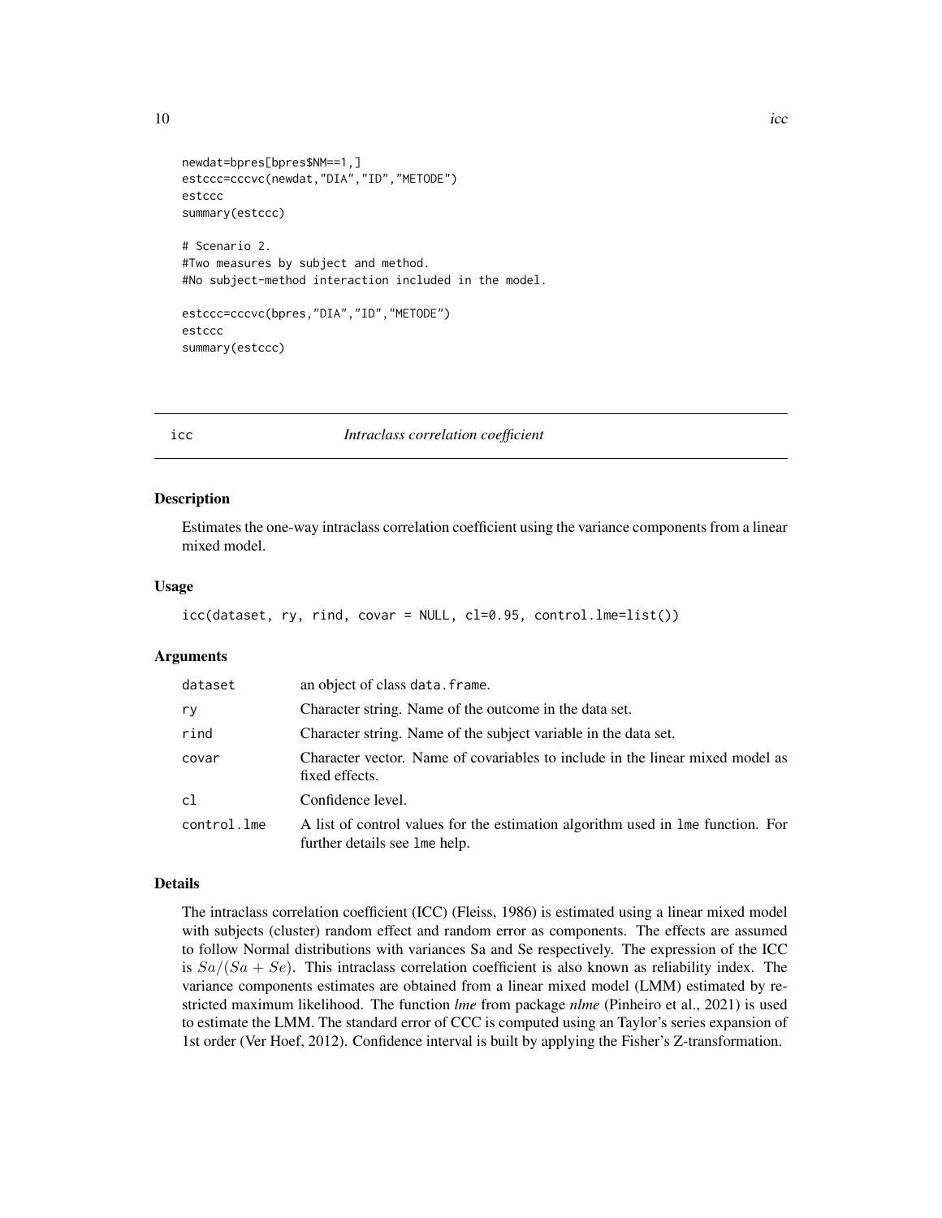```
newdat=bpres[bpres$NM==1,]
estccc=cccvc(newdat,"DIA","ID","METODE")
estccc
summary(estccc)

# Scenario 2.
#Two measures by subject and method.
#No subject-method interaction included in the model.

estccc=cccvc(bpres,"DIA","ID","METODE")
estccc
summary(estccc)
```

## icc — *Intraclass correlation coefficient*

### Description

Estimates the one-way intraclass correlation coefficient using the variance components from a linear mixed model.

### Usage

```
icc(dataset, ry, rind, covar = NULL, cl=0.95, control.lme=list())
```

### Arguments

| | |
|---|---|
| dataset | an object of class data.frame. |
| ry | Character string. Name of the outcome in the data set. |
| rind | Character string. Name of the subject variable in the data set. |
| covar | Character vector. Name of covariables to include in the linear mixed model as fixed effects. |
| cl | Confidence level. |
| control.lme | A list of control values for the estimation algorithm used in lme function. For further details see lme help. |

### Details

The intraclass correlation coefficient (ICC) (Fleiss, 1986) is estimated using a linear mixed model with subjects (cluster) random effect and random error as components. The effects are assumed to follow Normal distributions with variances Sa and Se respectively. The expression of the ICC is $Sa/(Sa + Se)$. This intraclass correlation coefficient is also known as reliability index. The variance components estimates are obtained from a linear mixed model (LMM) estimated by restricted maximum likelihood. The function *lme* from package *nlme* (Pinheiro et al., 2021) is used to estimate the LMM. The standard error of CCC is computed using an Taylor's series expansion of 1st order (Ver Hoef, 2012). Confidence interval is built by applying the Fisher's Z-transformation.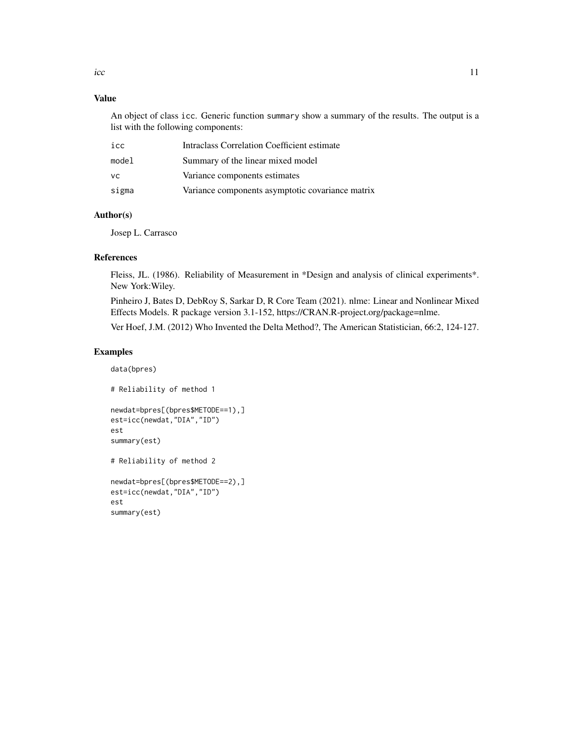## Value

An object of class `icc`. Generic function `summary` show a summary of the results. The output is a list with the following components:

| | |
|---|---|
| `icc` | Intraclass Correlation Coefficient estimate |
| `model` | Summary of the linear mixed model |
| `vc` | Variance components estimates |
| `sigma` | Variance components asymptotic covariance matrix |

## Author(s)

Josep L. Carrasco

## References

Fleiss, JL. (1986). Reliability of Measurement in *Design and analysis of clinical experiments*. New York:Wiley.

Pinheiro J, Bates D, DebRoy S, Sarkar D, R Core Team (2021). nlme: Linear and Nonlinear Mixed Effects Models. R package version 3.1-152, https://CRAN.R-project.org/package=nlme.

Ver Hoef, J.M. (2012) Who Invented the Delta Method?, The American Statistician, 66:2, 124-127.

## Examples

```
data(bpres)

# Reliability of method 1

newdat=bpres[(bpres$METODE==1),]
est=icc(newdat,"DIA","ID")
est
summary(est)

# Reliability of method 2

newdat=bpres[(bpres$METODE==2),]
est=icc(newdat,"DIA","ID")
est
summary(est)
```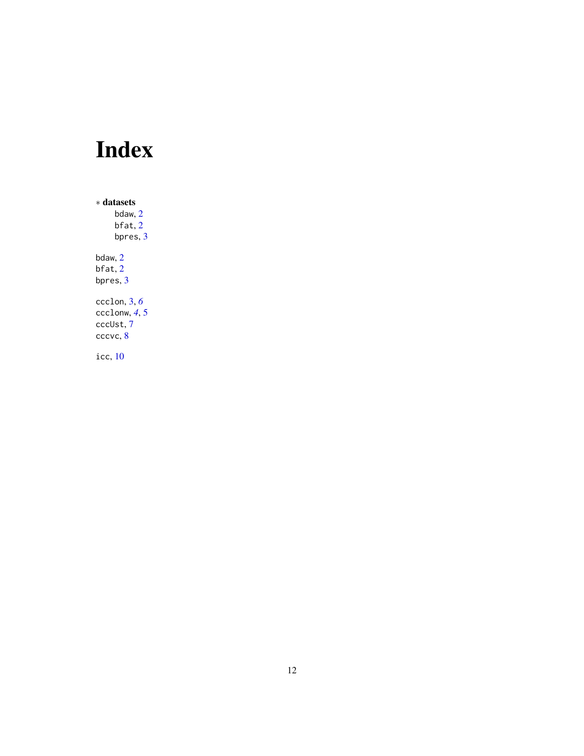# Index

∗ **datasets**
  bdaw, 2
  bfat, 2
  bpres, 3

bdaw, 2
bfat, 2
bpres, 3

ccclon, 3, *6*
ccclonw, *4*, 5
cccUst, 7
cccvc, 8

icc, 10